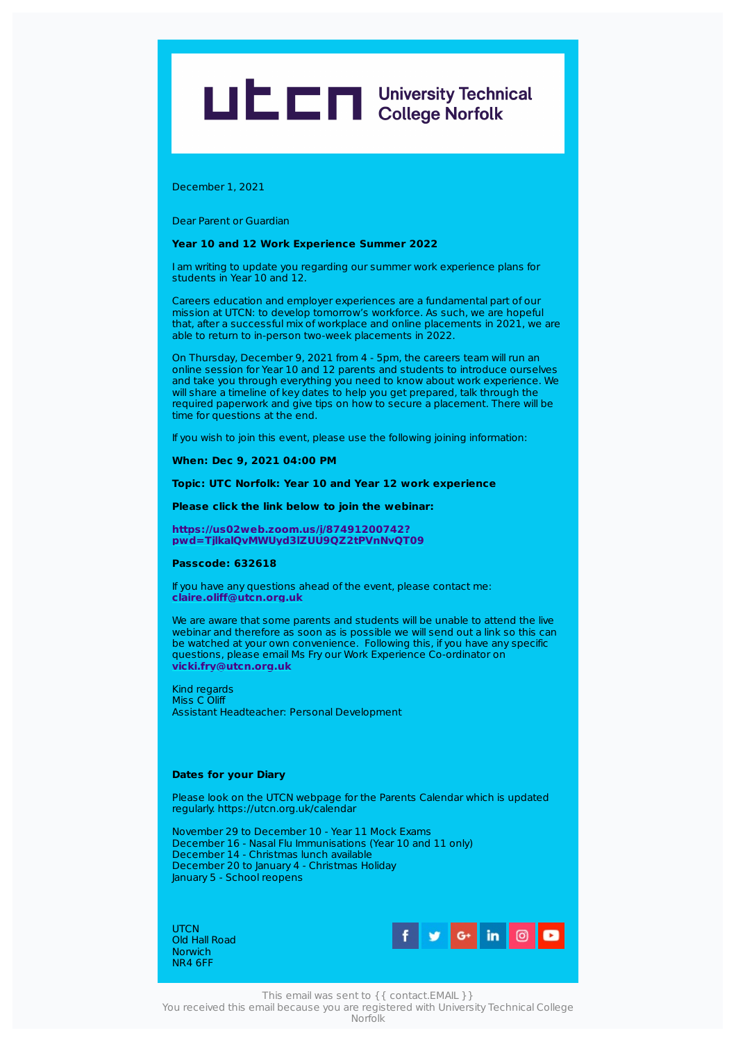University Technical College Norfolk

December 1, 2021

Dear Parent or Guardian

**Year 10 and 12 Work Experience Summer 2022**

I am writing to update you regarding our summer work experience plans for students in Year 10 and 12.

Careers education and employer experiences are a fundamental part of our mission at UTCN: to develop tomorrow's workforce. As such, we are hopeful that, after a successful mix of workplace and online placements in 2021, we are able to return to in-person two-week placements in 2022.

On Thursday, December 9, 2021 from 4 - 5pm, the careers team will run an online session for Year 10 and 12 parents and students to introduce ourselves and take you through everything you need to know about work experience. We will share a timeline of key dates to help you get prepared, talk through the required paperwork and give tips on how to secure a placement. There will be time for questions at the end.

If you wish to join this event, please use the following joining information:

**When: Dec 9, 2021 04:00 PM**

**Topic: UTC Norfolk: Year 10 and Year 12 work experience**

**Please click the link below to join the webinar:**

**https://us02web.zoom.us/j/87491200742?pwd=TjlkalQvMWUyd3lZUU9QZ2tPVnNvQT09**

**Passcode: 632618**

If you have any questions ahead of the event, please contact me: **claire.oliff@utcn.org.uk**

We are aware that some parents and students will be unable to attend the live webinar and therefore as soon as is possible we will send out a link so this can be watched at your own convenience. Following this, if you have any specific questions, please email Ms Fry our Work Experience Co-ordinator on **vicki.fry@utcn.org.uk**

Kind regards
Miss C Oliff
Assistant Headteacher: Personal Development

**Dates for your Diary**

Please look on the UTCN webpage for the Parents Calendar which is updated regularly. https://utcn.org.uk/calendar

November 29 to December 10 - Year 11 Mock Exams
December 16 - Nasal Flu Immunisations (Year 10 and 11 only)
December 14 - Christmas lunch available
December 20 to January 4 - Christmas Holiday
January 5 - School reopens

UTCN
Old Hall Road
Norwich
NR4 6FF

This email was sent to {{ contact.EMAIL }}
You received this email because you are registered with University Technical College Norfolk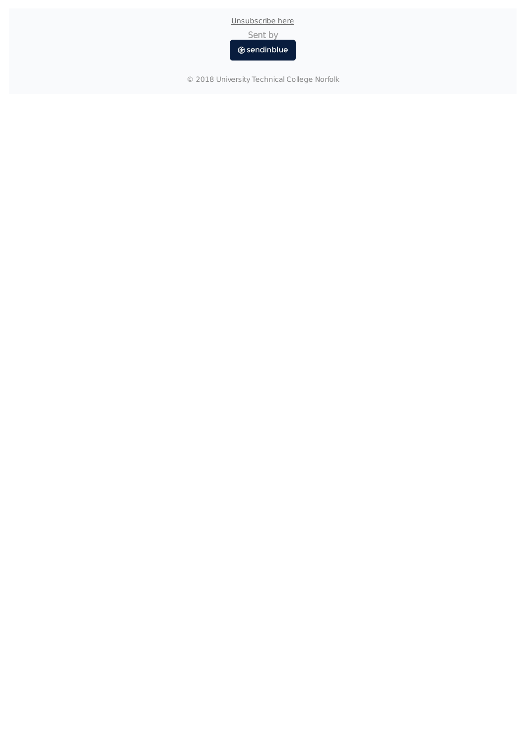Unsubscribe here

Sent by

sendinblue

© 2018 University Technical College Norfolk